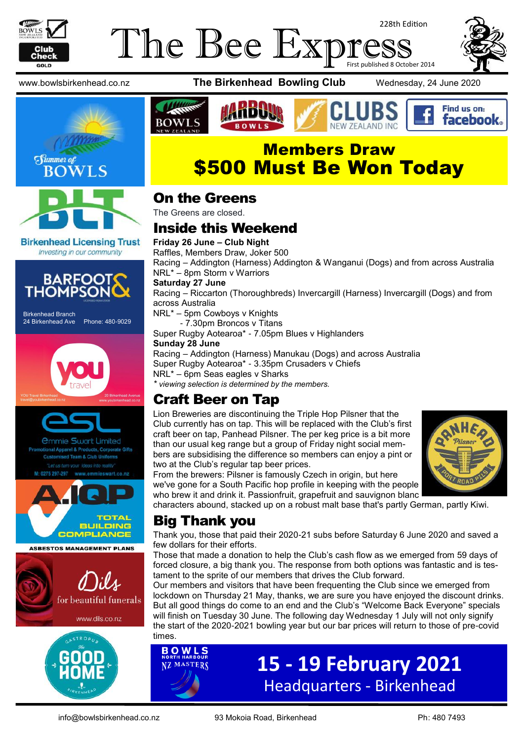228th Edition

# The Bee Express

First published 8 October 2014

www.bowlsbirkenhead.co.nz **The Birkenhead Bowling Club** Wednesday, 24 June 2020

## Members Draw
## $500 Must Be Won Today

## On the Greens

The Greens are closed.

## Inside this Weekend

**Friday 26 June – Club Night**
Raffles, Members Draw, Joker 500
Racing – Addington (Harness) Addington & Wanganui (Dogs) and from across Australia
NRL* – 8pm Storm v Warriors

**Saturday 27 June**
Racing – Riccarton (Thoroughbreds) Invercargill (Harness) Invercargill (Dogs) and from across Australia
NRL* – 5pm Cowboys v Knights
- 7.30pm Broncos v Titans

Super Rugby Aotearoa* - 7.05pm Blues v Highlanders

**Sunday 28 June**
Racing – Addington (Harness) Manukau (Dogs) and across Australia
Super Rugby Aotearoa* - 3.35pm Crusaders v Chiefs
NRL* – 6pm Seas eagles v Sharks

*\* viewing selection is determined by the members.*

## Craft Beer on Tap

Lion Breweries are discontinuing the Triple Hop Pilsner that the Club currently has on tap. This will be replaced with the Club's first craft beer on tap, Panhead Pilsner. The per keg price is a bit more than our usual keg range but a group of Friday night social members are subsidising the difference so members can enjoy a pint or two at the Club's regular tap beer prices.

From the brewers: Pilsner is famously Czech in origin, but here we've gone for a South Pacific hop profile in keeping with the people who brew it and drink it. Passionfruit, grapefruit and sauvignon blanc characters abound, stacked up on a robust malt base that's partly German, partly Kiwi.

## Big Thank you

Thank you, those that paid their 2020-21 subs before Saturday 6 June 2020 and saved a few dollars for their efforts.

Those that made a donation to help the Club's cash flow as we emerged from 59 days of forced closure, a big thank you. The response from both options was fantastic and is testament to the sprite of our members that drives the Club forward.

Our members and visitors that have been frequenting the Club since we emerged from lockdown on Thursday 21 May, thanks, we are sure you have enjoyed the discount drinks. But all good things do come to an end and the Club's "Welcome Back Everyone" specials will finish on Tuesday 30 June. The following day Wednesday 1 July will not only signify the start of the 2020-2021 bowling year but our bar prices will return to those of pre-covid times.

**BOWLS NORTH HARBOUR NZ MASTERS**
**15 - 19 February 2021**
Headquarters - Birkenhead

info@bowlsbirkenhead.co.nz 93 Mokoia Road, Birkenhead Ph: 480 7493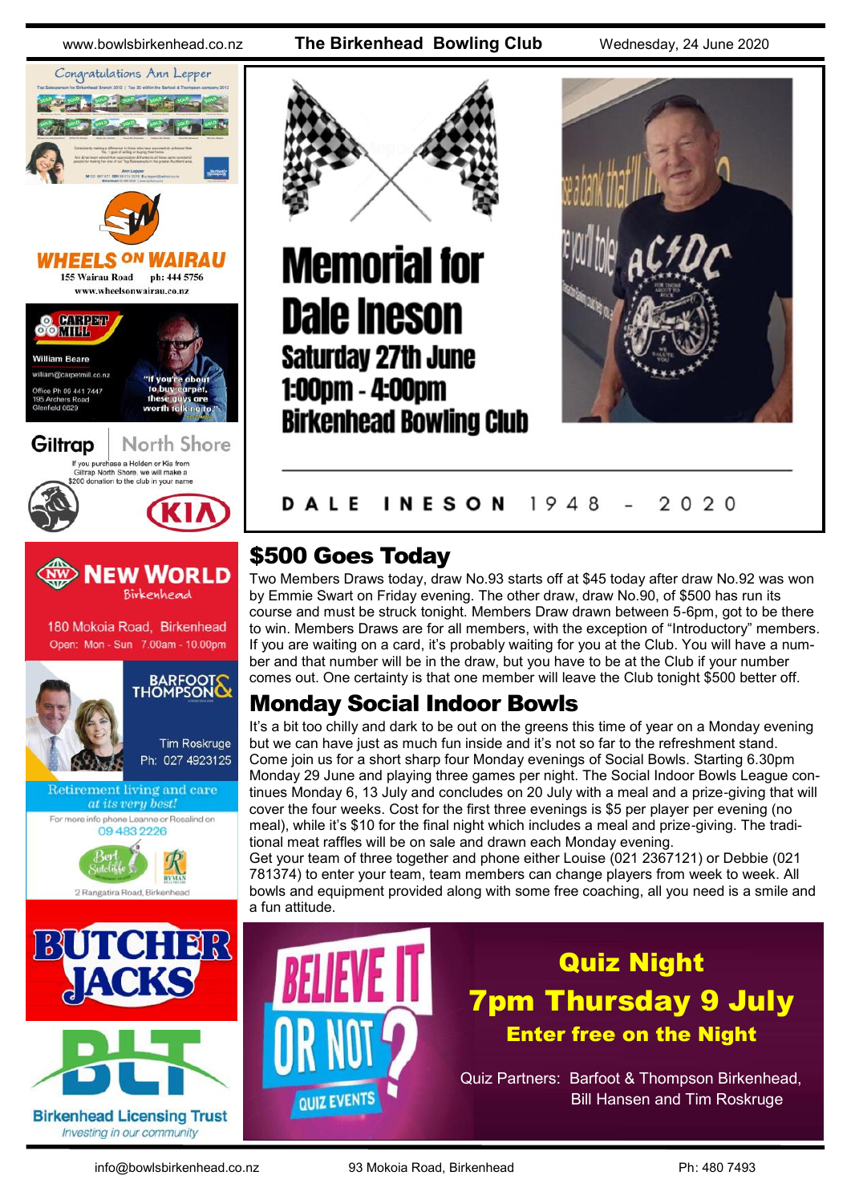# Memorial for Dale Ineson

**Saturday 27th June**
**1:00pm - 4:00pm**
**Birkenhead Bowling Club**

DALE INESON 1948 - 2020

## $500 Goes Today

Two Members Draws today, draw No.93 starts off at $45 today after draw No.92 was won by Emmie Swart on Friday evening. The other draw, draw No.90, of $500 has run its course and must be struck tonight. Members Draw drawn between 5-6pm, got to be there to win. Members Draws are for all members, with the exception of "Introductory" members. If you are waiting on a card, it's probably waiting for you at the Club. You will have a number and that number will be in the draw, but you have to be at the Club if your number comes out. One certainty is that one member will leave the Club tonight $500 better off.

## Monday Social Indoor Bowls

It's a bit too chilly and dark to be out on the greens this time of year on a Monday evening but we can have just as much fun inside and it's not so far to the refreshment stand. Come join us for a short sharp four Monday evenings of Social Bowls. Starting 6.30pm Monday 29 June and playing three games per night. The Social Indoor Bowls League continues Monday 6, 13 July and concludes on 20 July with a meal and a prize-giving that will cover the four weeks. Cost for the first three evenings is $5 per player per evening (no meal), while it's $10 for the final night which includes a meal and prize-giving. The traditional meat raffles will be on sale and drawn each Monday evening.

Get your team of three together and phone either Louise (021 2367121) or Debbie (021 781374) to enter your team, team members can change players from week to week. All bowls and equipment provided along with some free coaching, all you need is a smile and a fun attitude.

## Quiz Night

**7pm Thursday 9 July**

**Enter free on the Night**

Quiz Partners: Barfoot & Thompson Birkenhead, Bill Hansen and Tim Roskruge

---

Congratulations Ann Lepper

WHEELS ON WAIRAU — 155 Wairau Road ph: 444 5756 www.wheelsonwairau.co.nz

CARPET MILL — William Beare, william@carpetmill.co.nz, Office Ph 09 441 7447, 195 Archers Road Glenfield 0629. "If you're about to buy carpet, these guys are worth talking to."

Giltrap North Shore — If you purchase a Holden or Kia from Giltrap North Shore, we will make a $200 donation to the club in your name

NEW WORLD Birkenhead — 180 Mokoia Road, Birkenhead. Open: Mon - Sun 7.00am - 10.00pm

BARFOOT & THOMPSON — Tim Roskruge Ph: 027 4923125

Retirement living and care at its very best! For more info phone Leanne or Rosalind on 09 483 2226. Bert Sutcliffe, Ryman. 2 Rangatira Road, Birkenhead

BUTCHER JACKS

BLT — Birkenhead Licensing Trust, Investing in our community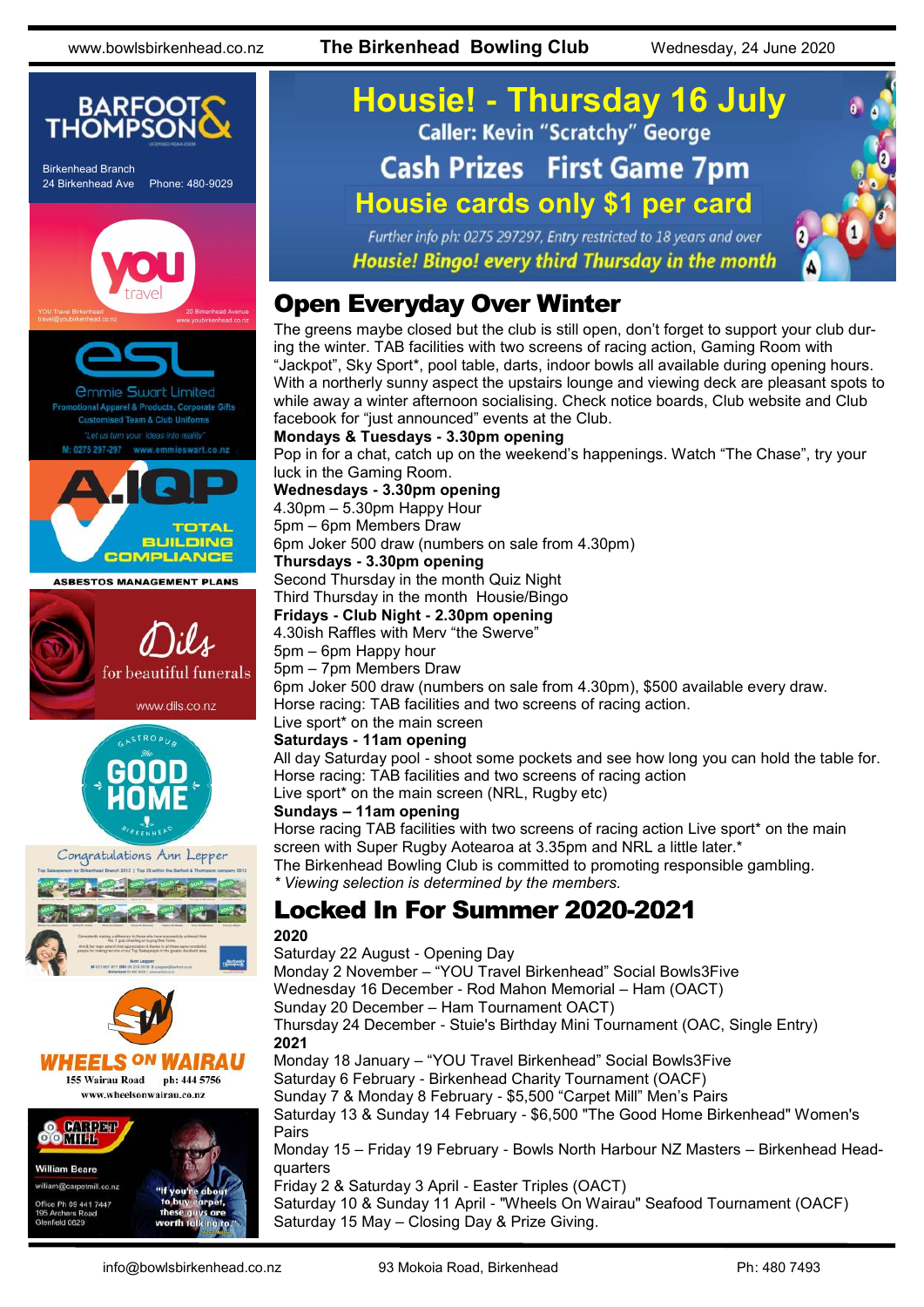# Housie! - Thursday 16 July

Caller: Kevin "Scratchy" George

Cash Prizes First Game 7pm

Housie cards only $1 per card

*Further info ph: 0275 297297, Entry restricted to 18 years and over*

***Housie! Bingo! every third Thursday in the month***

## Open Everyday Over Winter

The greens maybe closed but the club is still open, don't forget to support your club during the winter. TAB facilities with two screens of racing action, Gaming Room with "Jackpot", Sky Sport*, pool table, darts, indoor bowls all available during opening hours. With a northerly sunny aspect the upstairs lounge and viewing deck are pleasant spots to while away a winter afternoon socialising. Check notice boards, Club website and Club facebook for "just announced" events at the Club.

**Mondays & Tuesdays - 3.30pm opening**

Pop in for a chat, catch up on the weekend's happenings. Watch "The Chase", try your luck in the Gaming Room.

**Wednesdays - 3.30pm opening**

4.30pm – 5.30pm Happy Hour
5pm – 6pm Members Draw
6pm Joker 500 draw (numbers on sale from 4.30pm)

**Thursdays - 3.30pm opening**

Second Thursday in the month Quiz Night
Third Thursday in the month Housie/Bingo

**Fridays - Club Night - 2.30pm opening**

4.30ish Raffles with Merv "the Swerve"
5pm – 6pm Happy hour
5pm – 7pm Members Draw
6pm Joker 500 draw (numbers on sale from 4.30pm), $500 available every draw.
Horse racing: TAB facilities and two screens of racing action.
Live sport* on the main screen

**Saturdays - 11am opening**

All day Saturday pool - shoot some pockets and see how long you can hold the table for.
Horse racing: TAB facilities and two screens of racing action
Live sport* on the main screen (NRL, Rugby etc)

**Sundays – 11am opening**

Horse racing TAB facilities with two screens of racing action Live sport* on the main screen with Super Rugby Aotearoa at 3.35pm and NRL a little later.*
The Birkenhead Bowling Club is committed to promoting responsible gambling.
*\* Viewing selection is determined by the members.*

## Locked In For Summer 2020-2021

**2020**

Saturday 22 August - Opening Day
Monday 2 November – "YOU Travel Birkenhead" Social Bowls3Five
Wednesday 16 December - Rod Mahon Memorial – Ham (OACT)
Sunday 20 December – Ham Tournament OACT)
Thursday 24 December - Stuie's Birthday Mini Tournament (OAC, Single Entry)

**2021**

Monday 18 January – "YOU Travel Birkenhead" Social Bowls3Five
Saturday 6 February - Birkenhead Charity Tournament (OACF)
Sunday 7 & Monday 8 February - $5,500 "Carpet Mill" Men's Pairs
Saturday 13 & Sunday 14 February - $6,500 "The Good Home Birkenhead" Women's Pairs
Monday 15 – Friday 19 February - Bowls North Harbour NZ Masters – Birkenhead Headquarters
Friday 2 & Saturday 3 April - Easter Triples (OACT)
Saturday 10 & Sunday 11 April - "Wheels On Wairau" Seafood Tournament (OACF)
Saturday 15 May – Closing Day & Prize Giving.

---

BARFOOT & THOMPSON — Birkenhead Branch, 24 Birkenhead Ave, Phone: 480-9029

YOU travel — YOU Travel Birkenhead, travel@youbirkenhead.co.nz, 20 Birkenhead Avenue, www.youbirkenhead.co.nz

esl — Emmie Swart Limited — Promotional Apparel & Products, Corporate Gifts, Customised Team & Club Uniforms — "Let us turn your ideas into reality" — M: 0275 297-297, www.emmieswart.co.nz

A.IQP — TOTAL BUILDING COMPLIANCE — ASBESTOS MANAGEMENT PLANS

Dils for beautiful funerals — www.dils.co.nz

Gastropub The Good Home Birkenhead

Congratulations Ann Lepper

WHEELS ON WAIRAU — 155 Wairau Road, ph: 444 5756, www.wheelsonwairau.co.nz

CARPET MILL — William Beare, william@carpetmill.co.nz, Office Ph: 09 441 7447, 195 Archers Road, Glenfield 0629 — "If you're about to buy carpet, these guys are worth talking to."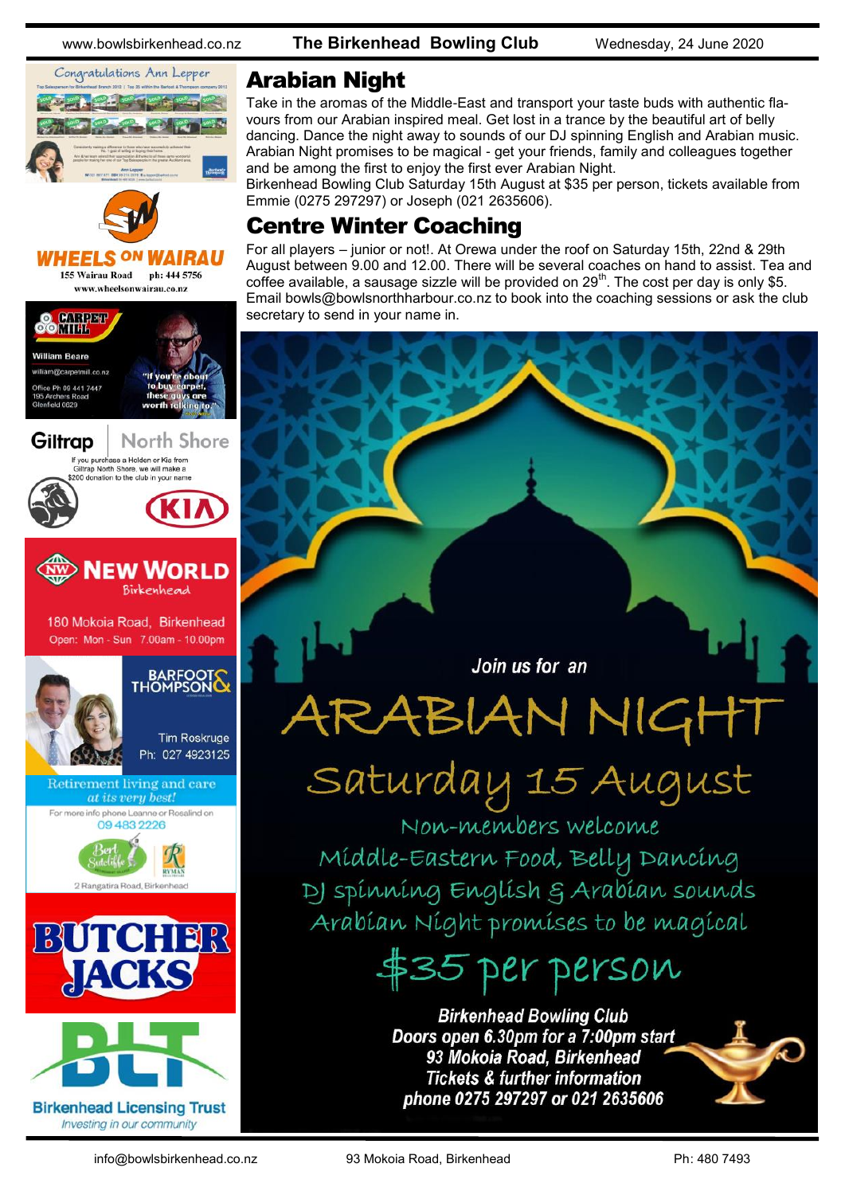## Arabian Night

Take in the aromas of the Middle-East and transport your taste buds with authentic flavours from our Arabian inspired meal. Get lost in a trance by the beautiful art of belly dancing. Dance the night away to sounds of our DJ spinning English and Arabian music. Arabian Night promises to be magical - get your friends, family and colleagues together and be among the first to enjoy the first ever Arabian Night.

Birkenhead Bowling Club Saturday 15th August at $35 per person, tickets available from Emmie (0275 297297) or Joseph (021 2635606).

## Centre Winter Coaching

For all players – junior or not!. At Orewa under the roof on Saturday 15th, 22nd & 29th August between 9.00 and 12.00. There will be several coaches on hand to assist. Tea and coffee available, a sausage sizzle will be provided on 29th. The cost per day is only $5. Email bowls@bowlsnorthharbour.co.nz to book into the coaching sessions or ask the club secretary to send in your name in.

*Join us for an*

# ARABIAN NIGHT

## Saturday 15 August

Non-members welcome

Middle-Eastern Food, Belly Dancing

DJ spinning English & Arabian sounds

Arabian Night promises to be magical

## $35 per person

**Birkenhead Bowling Club**
**Doors open 6.30pm for a 7:00pm start**
**93 Mokoia Road, Birkenhead**
**Tickets & further information**
**phone 0275 297297 or 021 2635606**

---

Congratulations Ann Lepper

WHEELS ON WAIRAU
155 Wairau Road ph: 444 5756
www.wheelsonwairau.co.nz

CARPET MILL
William Beare
william@carpetmill.co.nz
Office Ph 09 441 7447
195 Archers Road
Glenfield 0629
"If you're about to buy carpet, these guys are worth talking to."

Giltrap North Shore
If you purchase a Holden or Kia from Giltrap North Shore, we will make a $200 donation to the club in your name

NEW WORLD Birkenhead
180 Mokoia Road, Birkenhead
Open: Mon - Sun 7.00am - 10.00pm

BARFOOT & THOMPSON
Tim Roskruge
Ph: 027 4923125

Retirement living and care *at its very best!*
For more info phone Leanne or Rosalind on 09 483 2226
Bert Sutcliffe
2 Rangatira Road, Birkenhead

BUTCHER JACKS

BLT
Birkenhead Licensing Trust
*Investing in our community*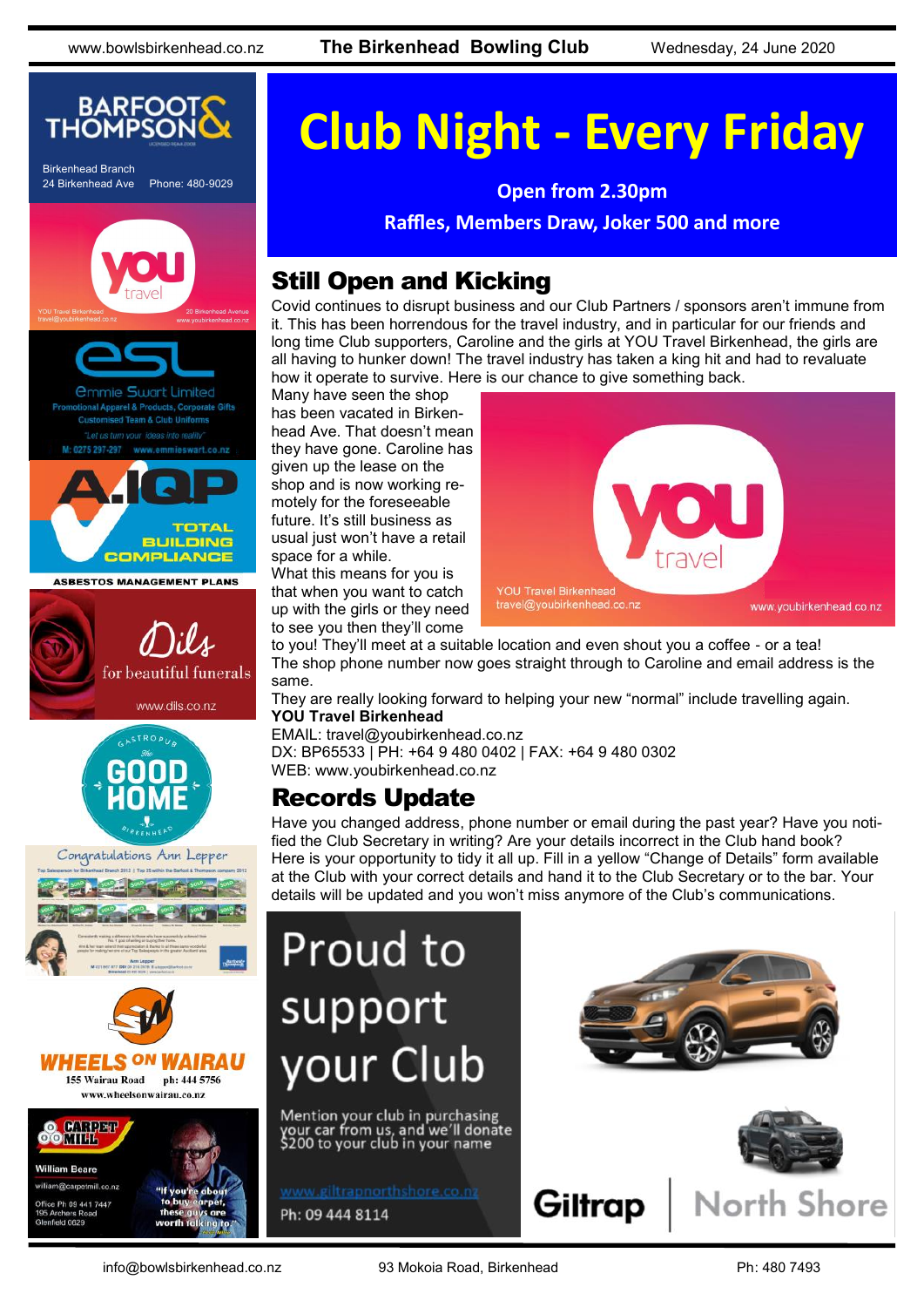# Club Night - Every Friday

**Open from 2.30pm**

**Raffles, Members Draw, Joker 500 and more**

## Still Open and Kicking

Covid continues to disrupt business and our Club Partners / sponsors aren't immune from it. This has been horrendous for the travel industry, and in particular for our friends and long time Club supporters, Caroline and the girls at YOU Travel Birkenhead, the girls are all having to hunker down! The travel industry has taken a king hit and had to revaluate how it operate to survive. Here is our chance to give something back.

Many have seen the shop has been vacated in Birkenhead Ave. That doesn't mean they have gone. Caroline has given up the lease on the shop and is now working remotely for the foreseeable future. It's still business as usual just won't have a retail space for a while.

What this means for you is that when you want to catch up with the girls or they need to see you then they'll come to you! They'll meet at a suitable location and even shout you a coffee - or a tea!

The shop phone number now goes straight through to Caroline and email address is the same.

They are really looking forward to helping your new "normal" include travelling again.

**YOU Travel Birkenhead**

EMAIL: travel@youbirkenhead.co.nz

DX: BP65533 | PH: +64 9 480 0402 | FAX: +64 9 480 0302

WEB: www.youbirkenhead.co.nz

## Records Update

Have you changed address, phone number or email during the past year? Have you notified the Club Secretary in writing? Are your details incorrect in the Club hand book? Here is your opportunity to tidy it all up. Fill in a yellow "Change of Details" form available at the Club with your correct details and hand it to the Club Secretary or to the bar. Your details will be updated and you won't miss anymore of the Club's communications.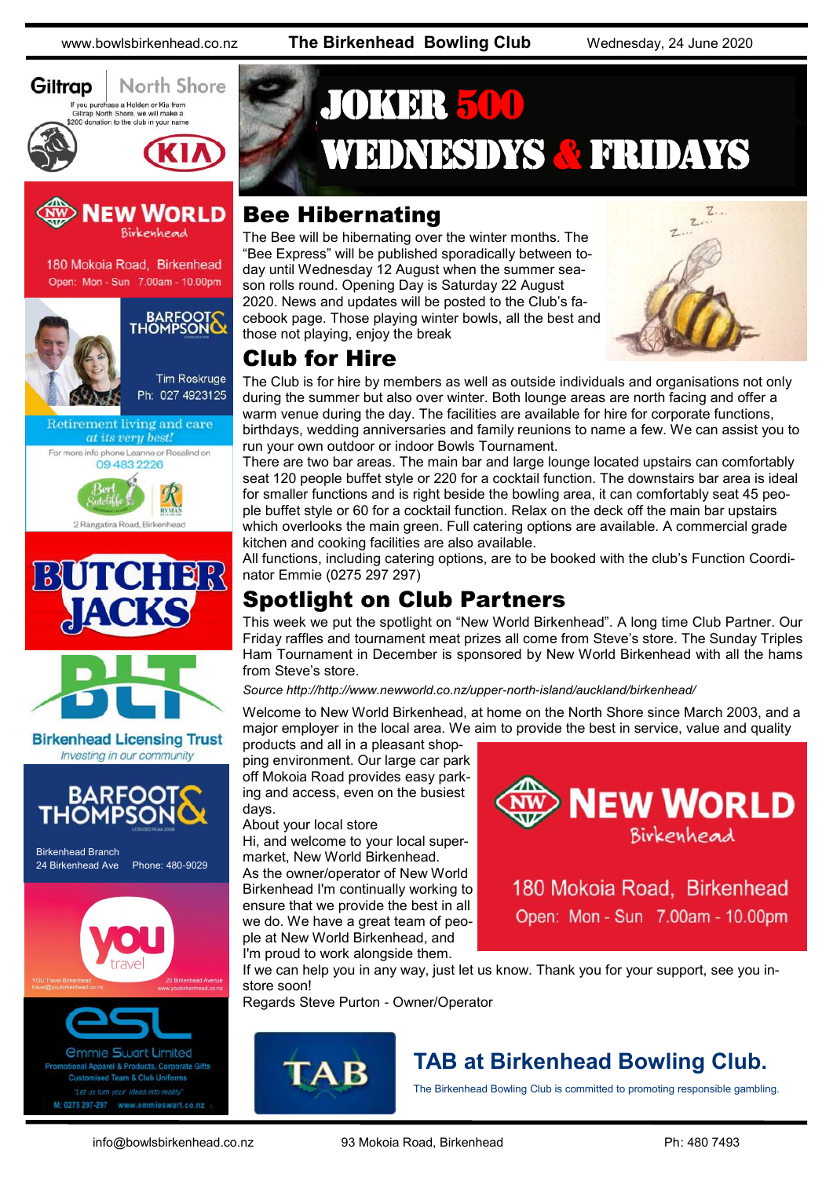# JOKER 500 WEDNESDYS & FRIDAYS

## Bee Hibernating

The Bee will be hibernating over the winter months. The "Bee Express" will be published sporadically between today until Wednesday 12 August when the summer season rolls round. Opening Day is Saturday 22 August 2020. News and updates will be posted to the Club's facebook page. Those playing winter bowls, all the best and those not playing, enjoy the break

## Club for Hire

The Club is for hire by members as well as outside individuals and organisations not only during the summer but also over winter. Both lounge areas are north facing and offer a warm venue during the day. The facilities are available for hire for corporate functions, birthdays, wedding anniversaries and family reunions to name a few. We can assist you to run your own outdoor or indoor Bowls Tournament.

There are two bar areas. The main bar and large lounge located upstairs can comfortably seat 120 people buffet style or 220 for a cocktail function. The downstairs bar area is ideal for smaller functions and is right beside the bowling area, it can comfortably seat 45 people buffet style or 60 for a cocktail function. Relax on the deck off the main bar upstairs which overlooks the main green. Full catering options are available. A commercial grade kitchen and cooking facilities are also available.

All functions, including catering options, are to be booked with the club's Function Coordinator Emmie (0275 297 297)

## Spotlight on Club Partners

This week we put the spotlight on "New World Birkenhead". A long time Club Partner. Our Friday raffles and tournament meat prizes all come from Steve's store. The Sunday Triples Ham Tournament in December is sponsored by New World Birkenhead with all the hams from Steve's store.

*Source http://http://www.newworld.co.nz/upper-north-island/auckland/birkenhead/*

Welcome to New World Birkenhead, at home on the North Shore since March 2003, and a major employer in the local area. We aim to provide the best in service, value and quality products and all in a pleasant shopping environment. Our large car park off Mokoia Road provides easy parking and access, even on the busiest days.

About your local store

Hi, and welcome to your local supermarket, New World Birkenhead.

As the owner/operator of New World Birkenhead I'm continually working to ensure that we provide the best in all we do. We have a great team of people at New World Birkenhead, and I'm proud to work alongside them.

If we can help you in any way, just let us know. Thank you for your support, see you in-store soon!

Regards Steve Purton - Owner/Operator

NEW WORLD Birkenhead
180 Mokoia Road, Birkenhead
Open: Mon - Sun 7.00am - 10.00pm

## TAB at Birkenhead Bowling Club.

The Birkenhead Bowling Club is committed to promoting responsible gambling.

---

Giltrap North Shore — If you purchase a Holden or Kia from Giltrap North Shore, we will make a $200 donation to the club in your name

NEW WORLD Birkenhead — 180 Mokoia Road, Birkenhead — Open: Mon - Sun 7.00am - 10.00pm

BARFOOT & THOMPSON — Tim Roskruge Ph: 027 4923125

Retirement living and care at its very best! For more info phone Leanne or Rosalind on 09 483 2226 — Bert Sutcliffe — RYMAN — 2 Rangatira Road, Birkenhead

BUTCHER JACKS

BLT — Birkenhead Licensing Trust — Investing in our community

BARFOOT & THOMPSON — Birkenhead Branch 24 Birkenhead Ave Phone: 480-9029

you travel — YOU Travel Birkenhead travel@youbirkenhead.co.nz — 20 Birkenhead Avenue www.youbirkenhead.co.nz

esl — Emmie Swart Limited — Promotional Apparel & Products, Corporate Gifts — Customised Team & Club Uniforms — "Let us turn your ideas into reality" — M: 0275 297-297 www.emmieswart.co.nz